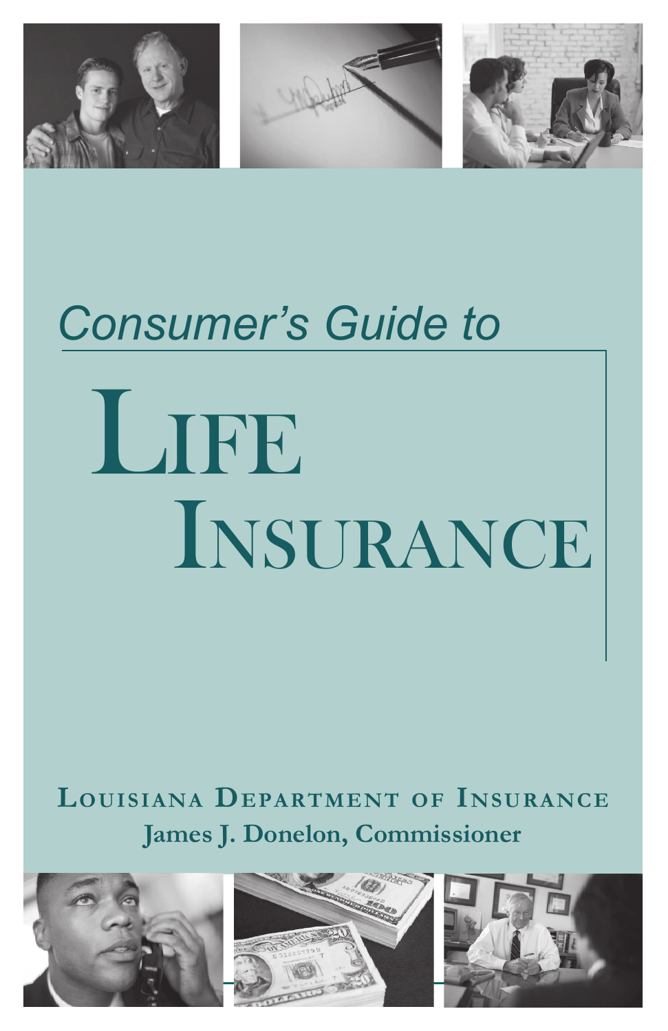*Consumer's Guide to*

# Life Insurance

**Louisiana Department of Insurance**

**James J. Donelon, Commissioner**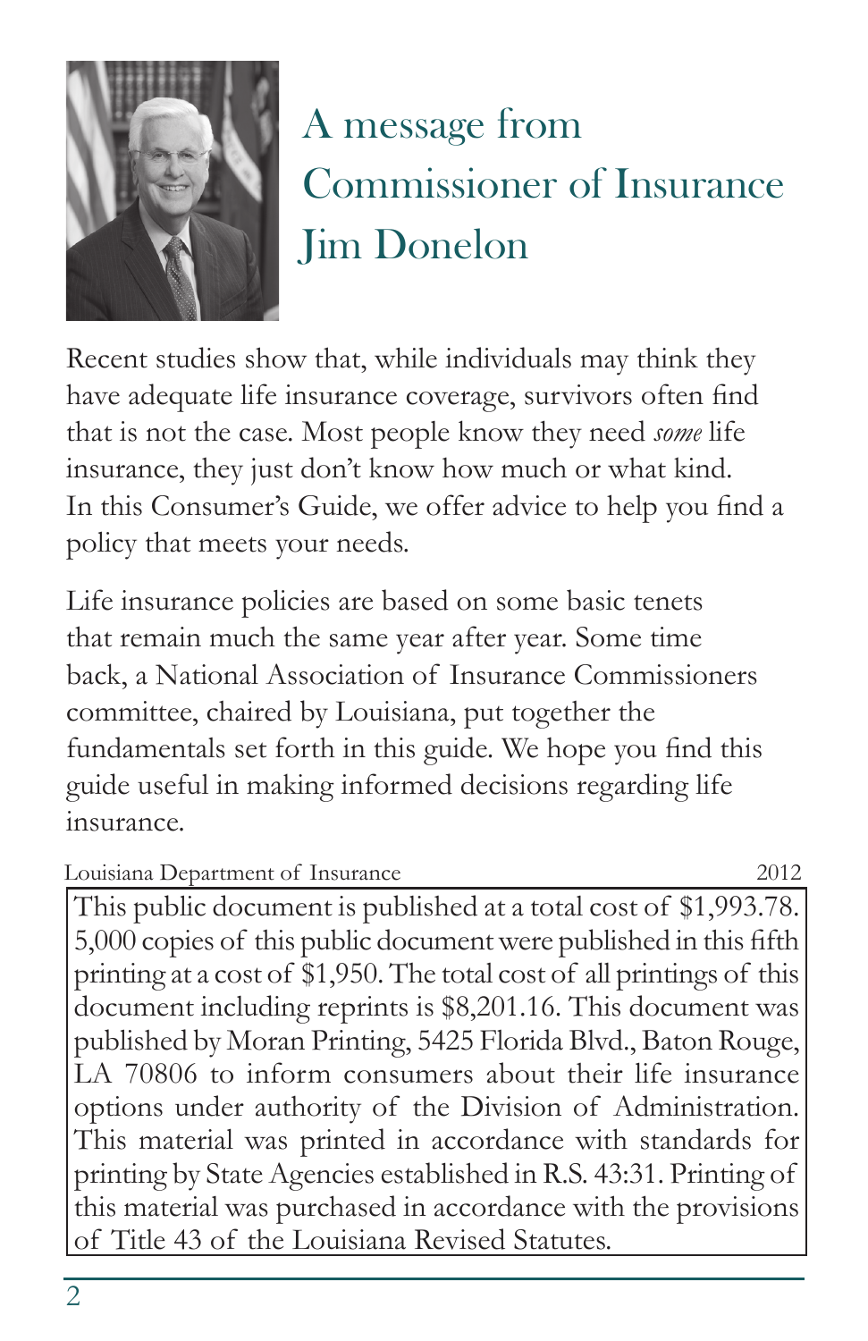# A message from Commissioner of Insurance Jim Donelon

Recent studies show that, while individuals may think they have adequate life insurance coverage, survivors often find that is not the case. Most people know they need *some* life insurance, they just don't know how much or what kind. In this Consumer's Guide, we offer advice to help you find a policy that meets your needs.

Life insurance policies are based on some basic tenets that remain much the same year after year. Some time back, a National Association of Insurance Commissioners committee, chaired by Louisiana, put together the fundamentals set forth in this guide. We hope you find this guide useful in making informed decisions regarding life insurance.

Louisiana Department of Insurance — 2012

This public document is published at a total cost of $1,993.78. 5,000 copies of this public document were published in this fifth printing at a cost of $1,950. The total cost of all printings of this document including reprints is $8,201.16. This document was published by Moran Printing, 5425 Florida Blvd., Baton Rouge, LA 70806 to inform consumers about their life insurance options under authority of the Division of Administration. This material was printed in accordance with standards for printing by State Agencies established in R.S. 43:31. Printing of this material was purchased in accordance with the provisions of Title 43 of the Louisiana Revised Statutes.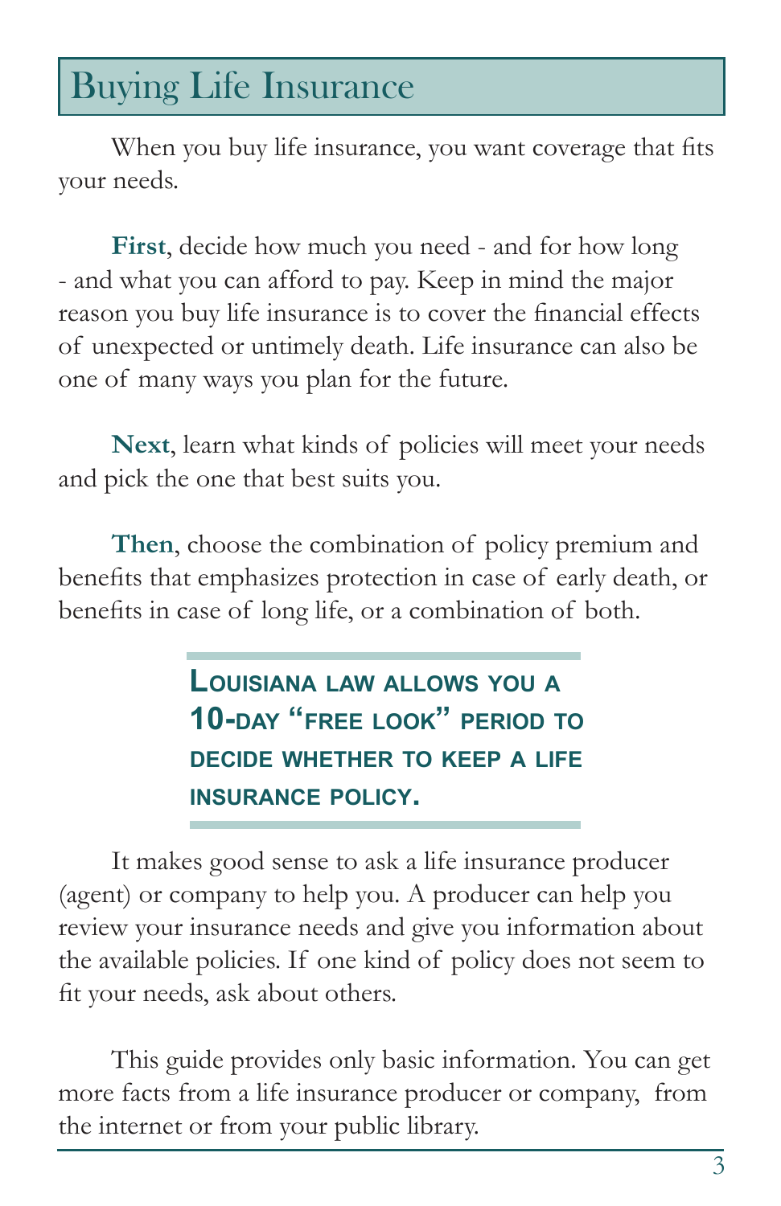# Buying Life Insurance

When you buy life insurance, you want coverage that fits your needs.

**First**, decide how much you need - and for how long - and what you can afford to pay. Keep in mind the major reason you buy life insurance is to cover the financial effects of unexpected or untimely death. Life insurance can also be one of many ways you plan for the future.

**Next**, learn what kinds of policies will meet your needs and pick the one that best suits you.

**Then**, choose the combination of policy premium and benefits that emphasizes protection in case of early death, or benefits in case of long life, or a combination of both.

> **Louisiana law allows you a 10-day "free look" period to decide whether to keep a life insurance policy.**

It makes good sense to ask a life insurance producer (agent) or company to help you. A producer can help you review your insurance needs and give you information about the available policies. If one kind of policy does not seem to fit your needs, ask about others.

This guide provides only basic information. You can get more facts from a life insurance producer or company, from the internet or from your public library.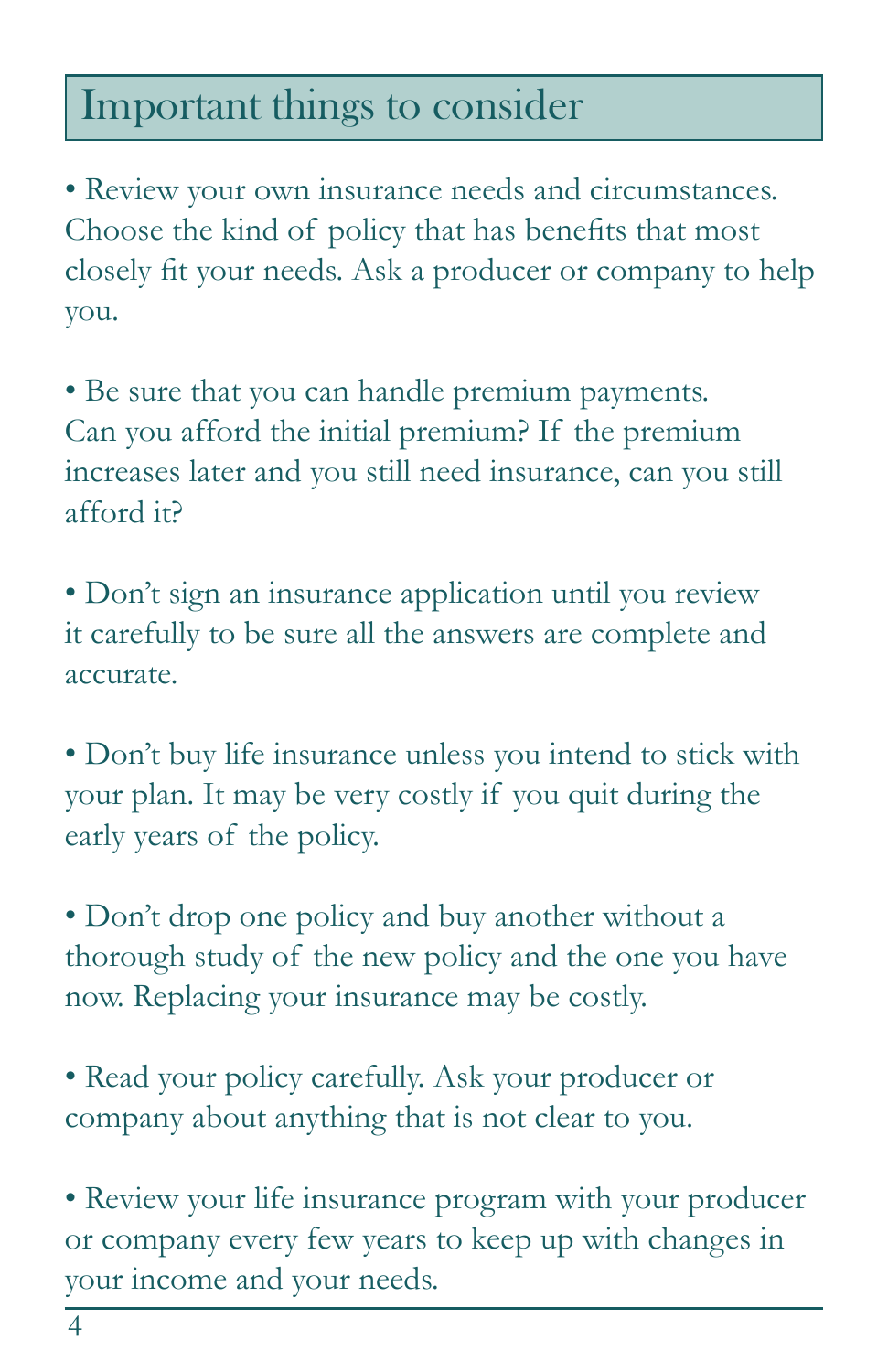## Important things to consider

- Review your own insurance needs and circumstances. Choose the kind of policy that has benefits that most closely fit your needs. Ask a producer or company to help you.

- Be sure that you can handle premium payments. Can you afford the initial premium? If the premium increases later and you still need insurance, can you still afford it?

- Don't sign an insurance application until you review it carefully to be sure all the answers are complete and accurate.

- Don't buy life insurance unless you intend to stick with your plan. It may be very costly if you quit during the early years of the policy.

- Don't drop one policy and buy another without a thorough study of the new policy and the one you have now. Replacing your insurance may be costly.

- Read your policy carefully. Ask your producer or company about anything that is not clear to you.

- Review your life insurance program with your producer or company every few years to keep up with changes in your income and your needs.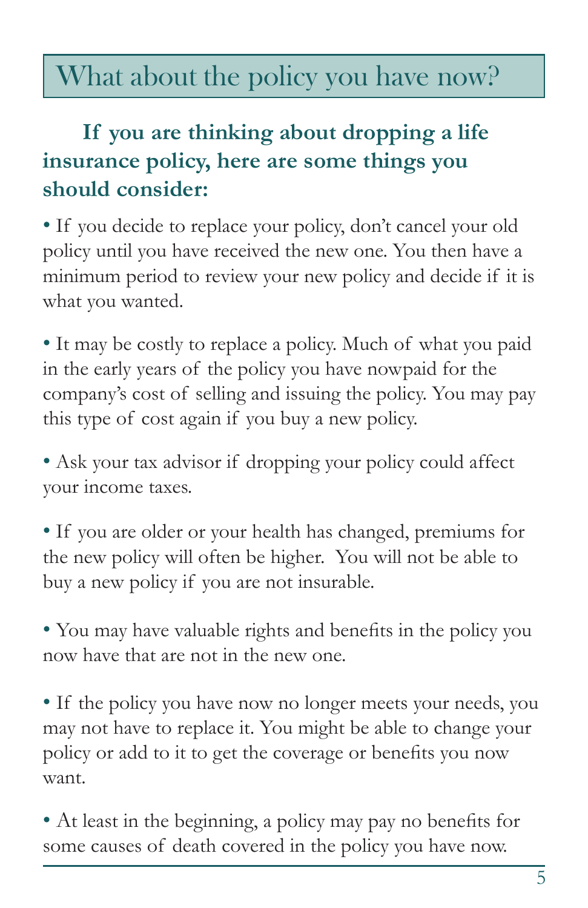## What about the policy you have now?

**If you are thinking about dropping a life insurance policy, here are some things you should consider:**

- If you decide to replace your policy, don't cancel your old policy until you have received the new one. You then have a minimum period to review your new policy and decide if it is what you wanted.

- It may be costly to replace a policy. Much of what you paid in the early years of the policy you have nowpaid for the company's cost of selling and issuing the policy. You may pay this type of cost again if you buy a new policy.

- Ask your tax advisor if dropping your policy could affect your income taxes.

- If you are older or your health has changed, premiums for the new policy will often be higher. You will not be able to buy a new policy if you are not insurable.

- You may have valuable rights and benefits in the policy you now have that are not in the new one.

- If the policy you have now no longer meets your needs, you may not have to replace it. You might be able to change your policy or add to it to get the coverage or benefits you now want.

- At least in the beginning, a policy may pay no benefits for some causes of death covered in the policy you have now.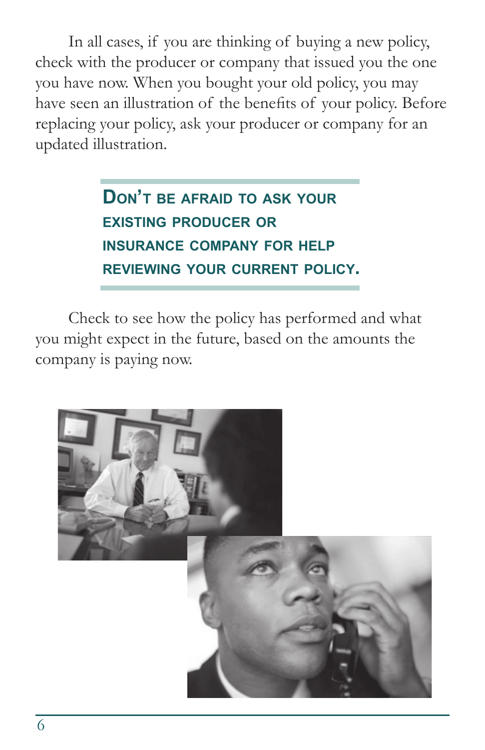In all cases, if you are thinking of buying a new policy, check with the producer or company that issued you the one you have now. When you bought your old policy, you may have seen an illustration of the benefits of your policy. Before replacing your policy, ask your producer or company for an updated illustration.

> **DON'T BE AFRAID TO ASK YOUR EXISTING PRODUCER OR INSURANCE COMPANY FOR HELP REVIEWING YOUR CURRENT POLICY.**

Check to see how the policy has performed and what you might expect in the future, based on the amounts the company is paying now.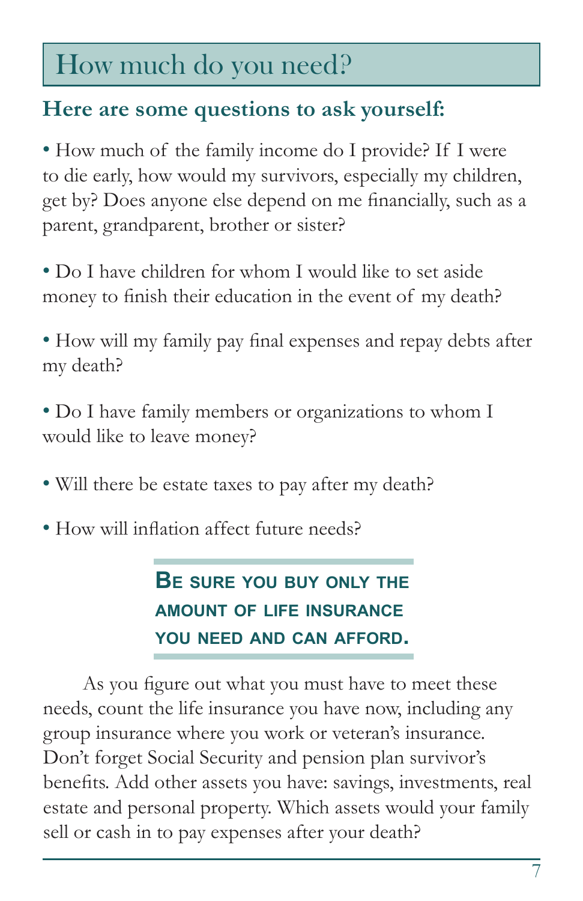# How much do you need?

## Here are some questions to ask yourself:

- How much of the family income do I provide? If I were to die early, how would my survivors, especially my children, get by? Does anyone else depend on me financially, such as a parent, grandparent, brother or sister?

- Do I have children for whom I would like to set aside money to finish their education in the event of my death?

- How will my family pay final expenses and repay debts after my death?

- Do I have family members or organizations to whom I would like to leave money?

- Will there be estate taxes to pay after my death?

- How will inflation affect future needs?

**BE SURE YOU BUY ONLY THE AMOUNT OF LIFE INSURANCE YOU NEED AND CAN AFFORD.**

As you figure out what you must have to meet these needs, count the life insurance you have now, including any group insurance where you work or veteran's insurance. Don't forget Social Security and pension plan survivor's benefits. Add other assets you have: savings, investments, real estate and personal property. Which assets would your family sell or cash in to pay expenses after your death?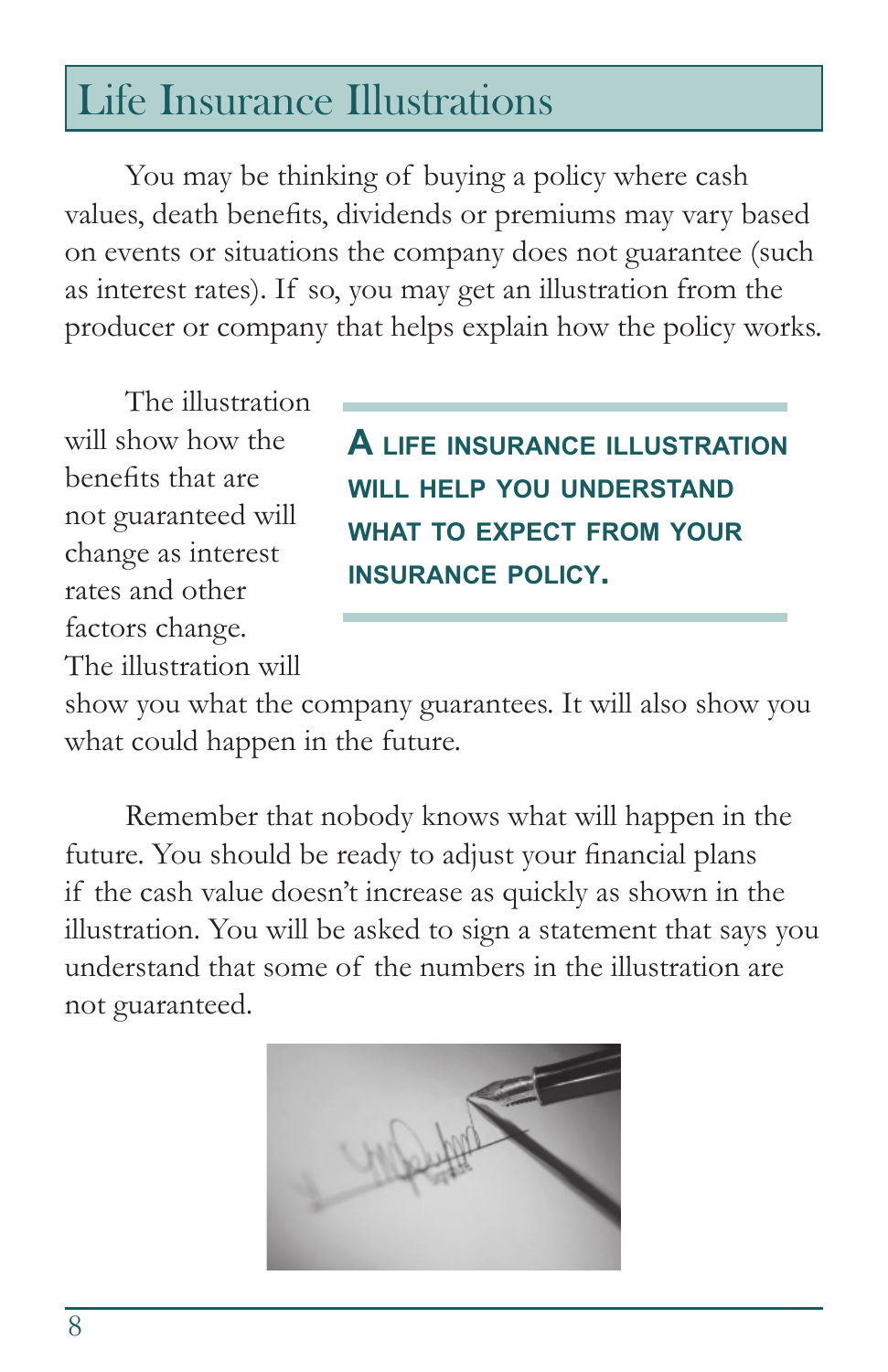# Life Insurance Illustrations

You may be thinking of buying a policy where cash values, death benefits, dividends or premiums may vary based on events or situations the company does not guarantee (such as interest rates). If so, you may get an illustration from the producer or company that helps explain how the policy works.

**A LIFE INSURANCE ILLUSTRATION WILL HELP YOU UNDERSTAND WHAT TO EXPECT FROM YOUR INSURANCE POLICY.**

The illustration will show how the benefits that are not guaranteed will change as interest rates and other factors change. The illustration will show you what the company guarantees. It will also show you what could happen in the future.

Remember that nobody knows what will happen in the future. You should be ready to adjust your financial plans if the cash value doesn't increase as quickly as shown in the illustration. You will be asked to sign a statement that says you understand that some of the numbers in the illustration are not guaranteed.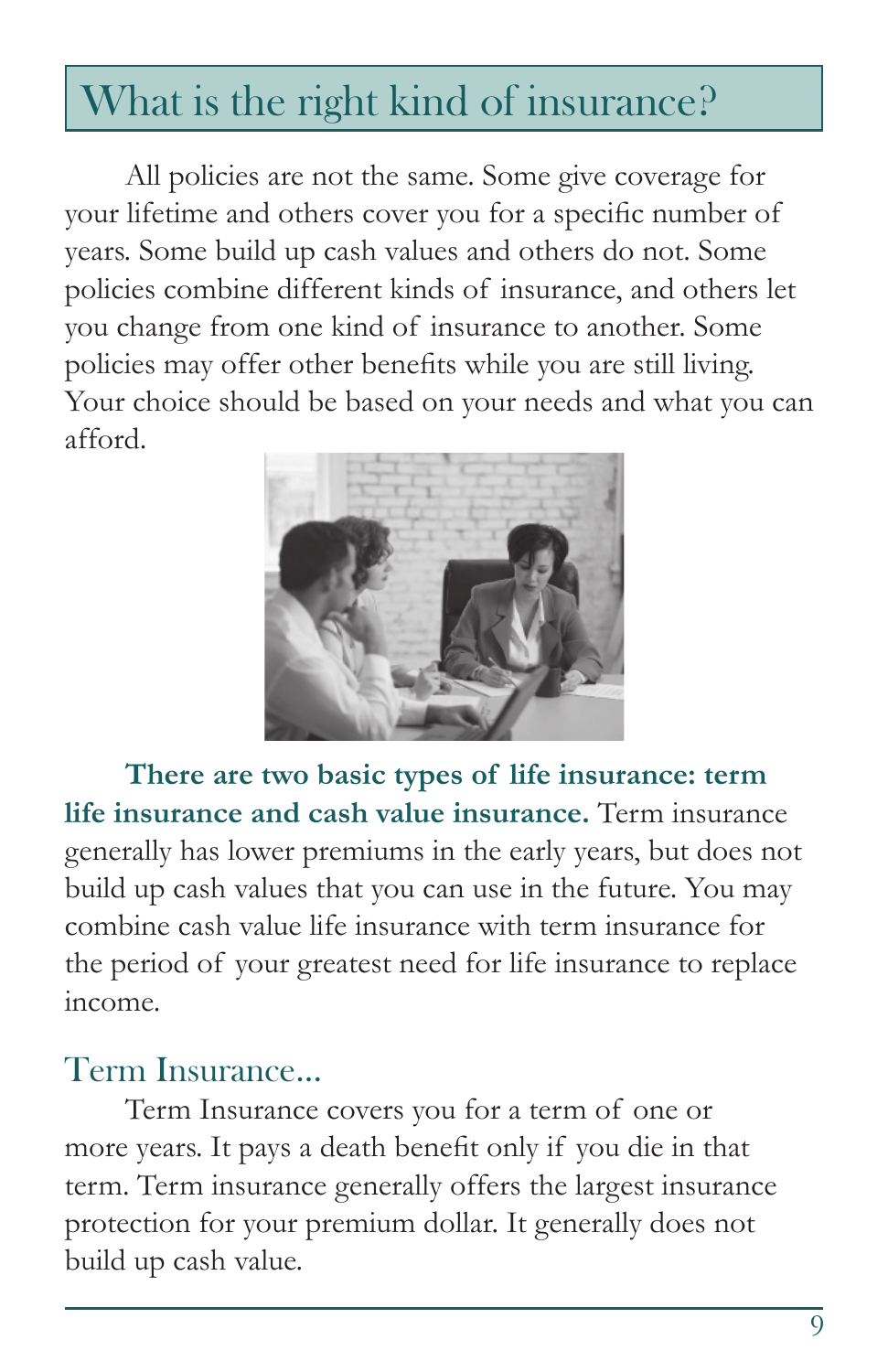# What is the right kind of insurance?

All policies are not the same. Some give coverage for your lifetime and others cover you for a specific number of years. Some build up cash values and others do not. Some policies combine different kinds of insurance, and others let you change from one kind of insurance to another. Some policies may offer other benefits while you are still living. Your choice should be based on your needs and what you can afford.

**There are two basic types of life insurance: term life insurance and cash value insurance.** Term insurance generally has lower premiums in the early years, but does not build up cash values that you can use in the future. You may combine cash value life insurance with term insurance for the period of your greatest need for life insurance to replace income.

## Term Insurance...

Term Insurance covers you for a term of one or more years. It pays a death benefit only if you die in that term. Term insurance generally offers the largest insurance protection for your premium dollar. It generally does not build up cash value.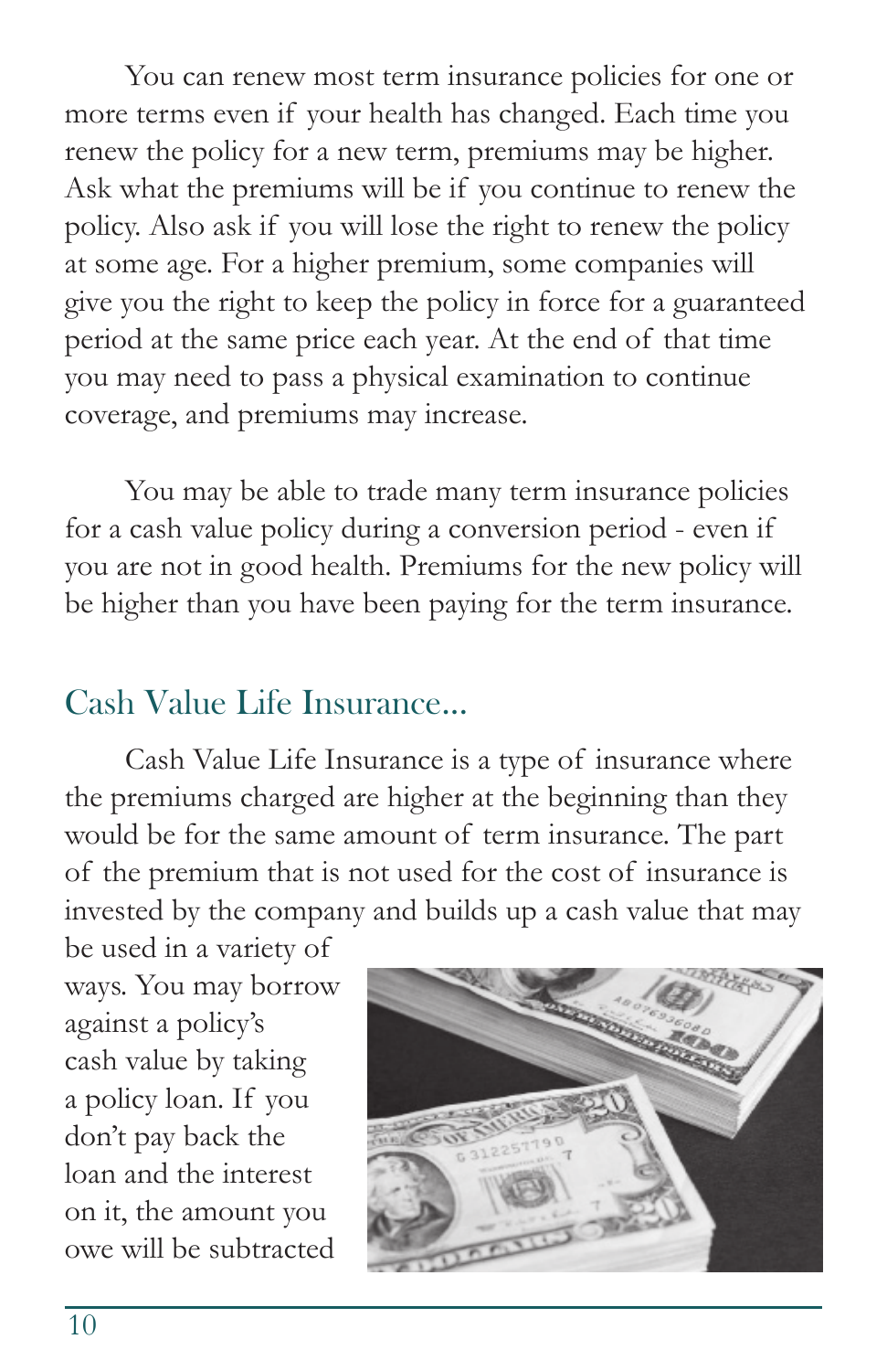You can renew most term insurance policies for one or more terms even if your health has changed. Each time you renew the policy for a new term, premiums may be higher. Ask what the premiums will be if you continue to renew the policy. Also ask if you will lose the right to renew the policy at some age. For a higher premium, some companies will give you the right to keep the policy in force for a guaranteed period at the same price each year. At the end of that time you may need to pass a physical examination to continue coverage, and premiums may increase.

You may be able to trade many term insurance policies for a cash value policy during a conversion period - even if you are not in good health. Premiums for the new policy will be higher than you have been paying for the term insurance.

## Cash Value Life Insurance...

Cash Value Life Insurance is a type of insurance where the premiums charged are higher at the beginning than they would be for the same amount of term insurance. The part of the premium that is not used for the cost of insurance is invested by the company and builds up a cash value that may be used in a variety of ways. You may borrow against a policy's cash value by taking a policy loan. If you don't pay back the loan and the interest on it, the amount you owe will be subtracted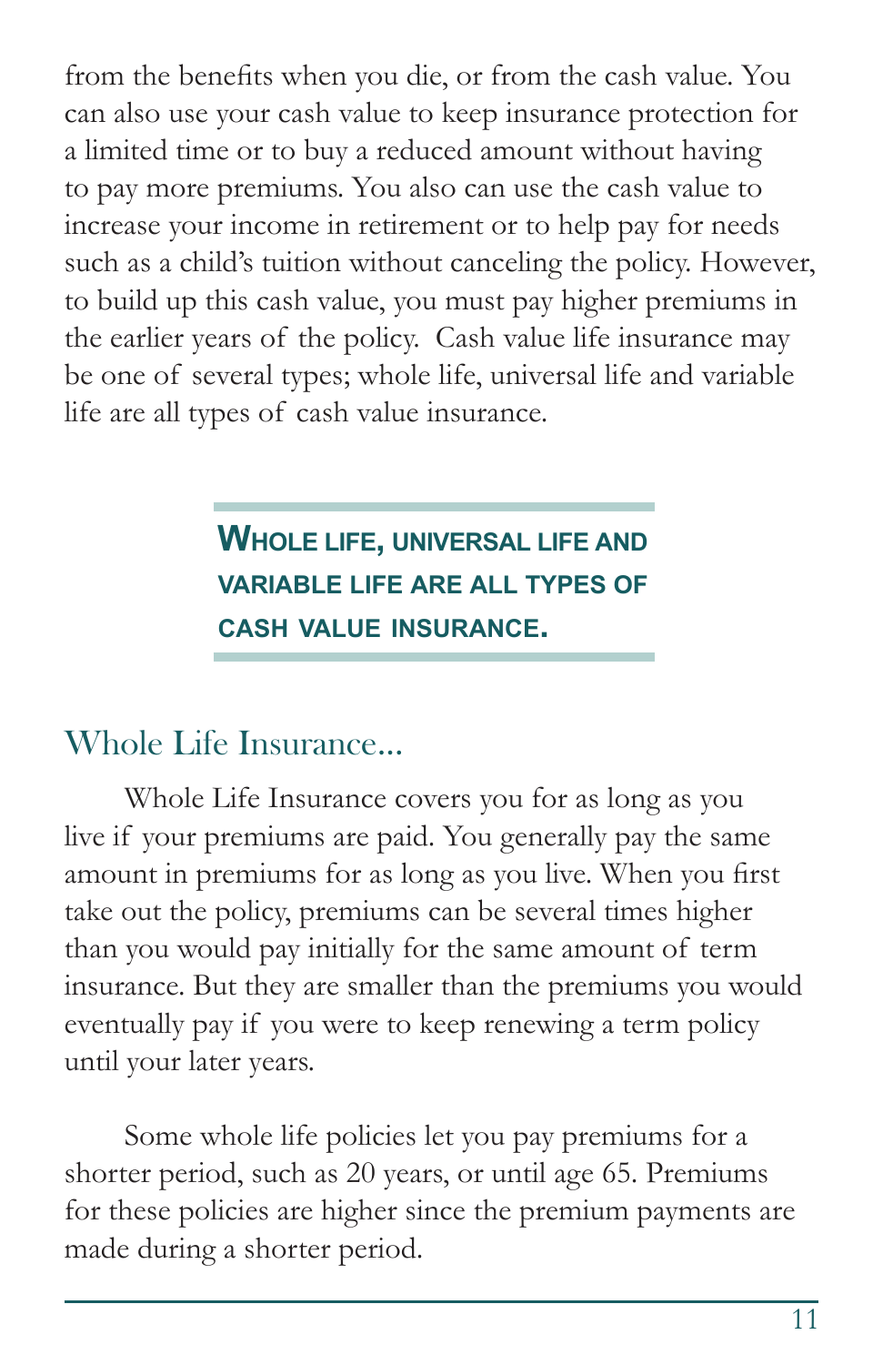from the benefits when you die, or from the cash value. You can also use your cash value to keep insurance protection for a limited time or to buy a reduced amount without having to pay more premiums. You also can use the cash value to increase your income in retirement or to help pay for needs such as a child's tuition without canceling the policy. However, to build up this cash value, you must pay higher premiums in the earlier years of the policy. Cash value life insurance may be one of several types; whole life, universal life and variable life are all types of cash value insurance.

> **WHOLE LIFE, UNIVERSAL LIFE AND VARIABLE LIFE ARE ALL TYPES OF CASH VALUE INSURANCE.**

## Whole Life Insurance...

Whole Life Insurance covers you for as long as you live if your premiums are paid. You generally pay the same amount in premiums for as long as you live. When you first take out the policy, premiums can be several times higher than you would pay initially for the same amount of term insurance. But they are smaller than the premiums you would eventually pay if you were to keep renewing a term policy until your later years.

Some whole life policies let you pay premiums for a shorter period, such as 20 years, or until age 65. Premiums for these policies are higher since the premium payments are made during a shorter period.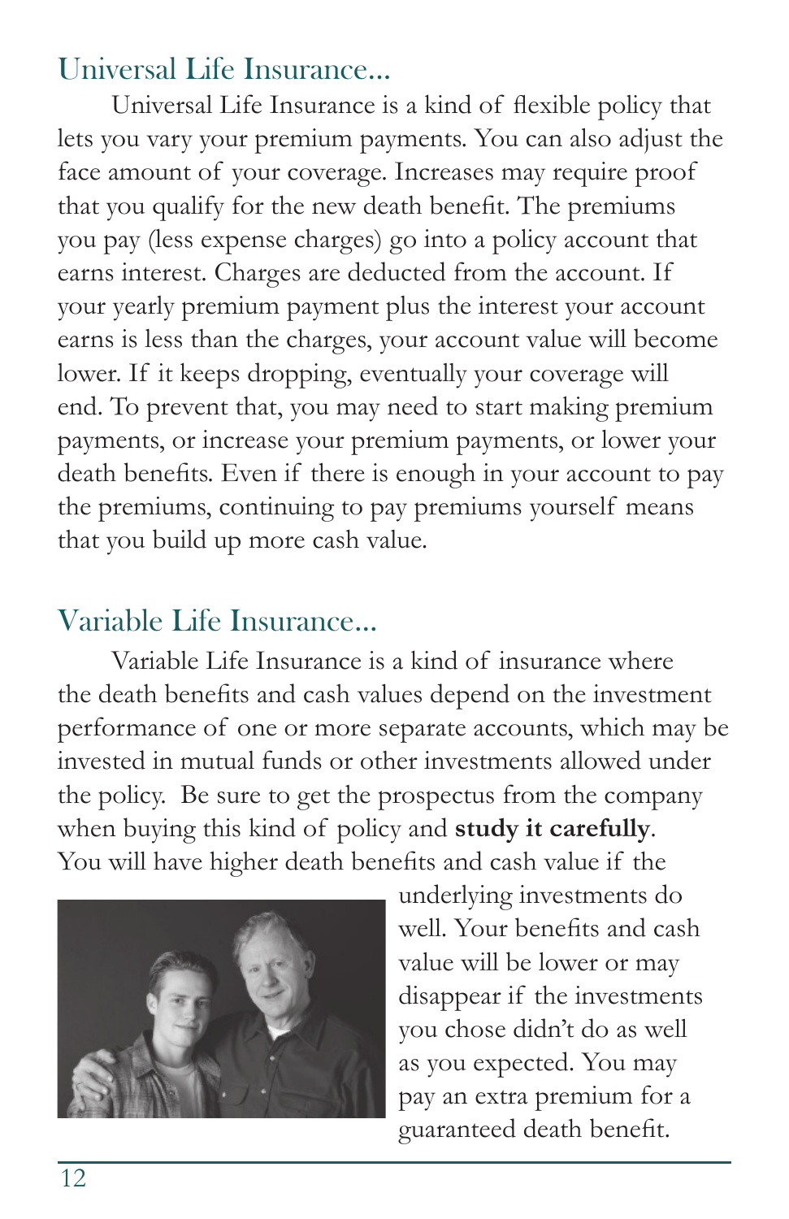## Universal Life Insurance...

Universal Life Insurance is a kind of flexible policy that lets you vary your premium payments. You can also adjust the face amount of your coverage. Increases may require proof that you qualify for the new death benefit. The premiums you pay (less expense charges) go into a policy account that earns interest. Charges are deducted from the account. If your yearly premium payment plus the interest your account earns is less than the charges, your account value will become lower. If it keeps dropping, eventually your coverage will end. To prevent that, you may need to start making premium payments, or increase your premium payments, or lower your death benefits. Even if there is enough in your account to pay the premiums, continuing to pay premiums yourself means that you build up more cash value.

## Variable Life Insurance...

Variable Life Insurance is a kind of insurance where the death benefits and cash values depend on the investment performance of one or more separate accounts, which may be invested in mutual funds or other investments allowed under the policy. Be sure to get the prospectus from the company when buying this kind of policy and **study it carefully**. You will have higher death benefits and cash value if the underlying investments do well. Your benefits and cash value will be lower or may disappear if the investments you chose didn't do as well as you expected. You may pay an extra premium for a guaranteed death benefit.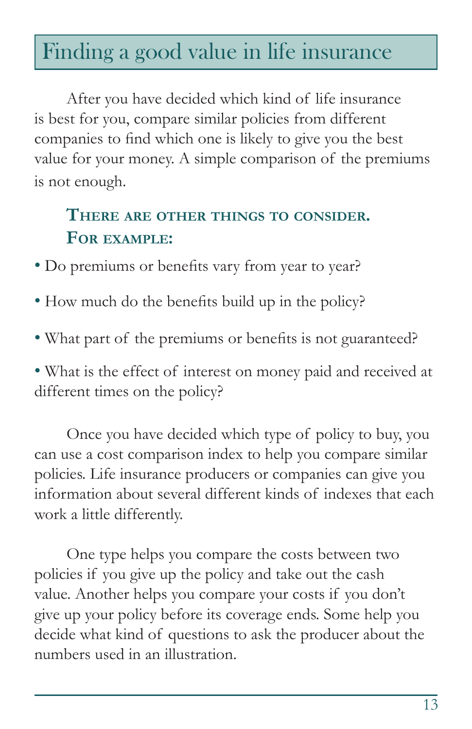## Finding a good value in life insurance

After you have decided which kind of life insurance is best for you, compare similar policies from different companies to find which one is likely to give you the best value for your money. A simple comparison of the premiums is not enough.

**There are other things to consider. For example:**

- Do premiums or benefits vary from year to year?
- How much do the benefits build up in the policy?
- What part of the premiums or benefits is not guaranteed?
- What is the effect of interest on money paid and received at different times on the policy?

Once you have decided which type of policy to buy, you can use a cost comparison index to help you compare similar policies. Life insurance producers or companies can give you information about several different kinds of indexes that each work a little differently.

One type helps you compare the costs between two policies if you give up the policy and take out the cash value. Another helps you compare your costs if you don't give up your policy before its coverage ends. Some help you decide what kind of questions to ask the producer about the numbers used in an illustration.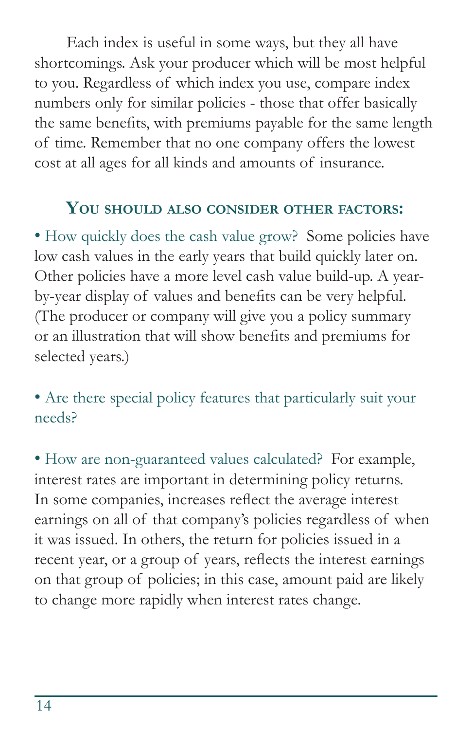Each index is useful in some ways, but they all have shortcomings. Ask your producer which will be most helpful to you. Regardless of which index you use, compare index numbers only for similar policies - those that offer basically the same benefits, with premiums payable for the same length of time. Remember that no one company offers the lowest cost at all ages for all kinds and amounts of insurance.

### You should also consider other factors:

- How quickly does the cash value grow? Some policies have low cash values in the early years that build quickly later on. Other policies have a more level cash value build-up. A year-by-year display of values and benefits can be very helpful. (The producer or company will give you a policy summary or an illustration that will show benefits and premiums for selected years.)

- Are there special policy features that particularly suit your needs?

- How are non-guaranteed values calculated? For example, interest rates are important in determining policy returns. In some companies, increases reflect the average interest earnings on all of that company's policies regardless of when it was issued. In others, the return for policies issued in a recent year, or a group of years, reflects the interest earnings on that group of policies; in this case, amount paid are likely to change more rapidly when interest rates change.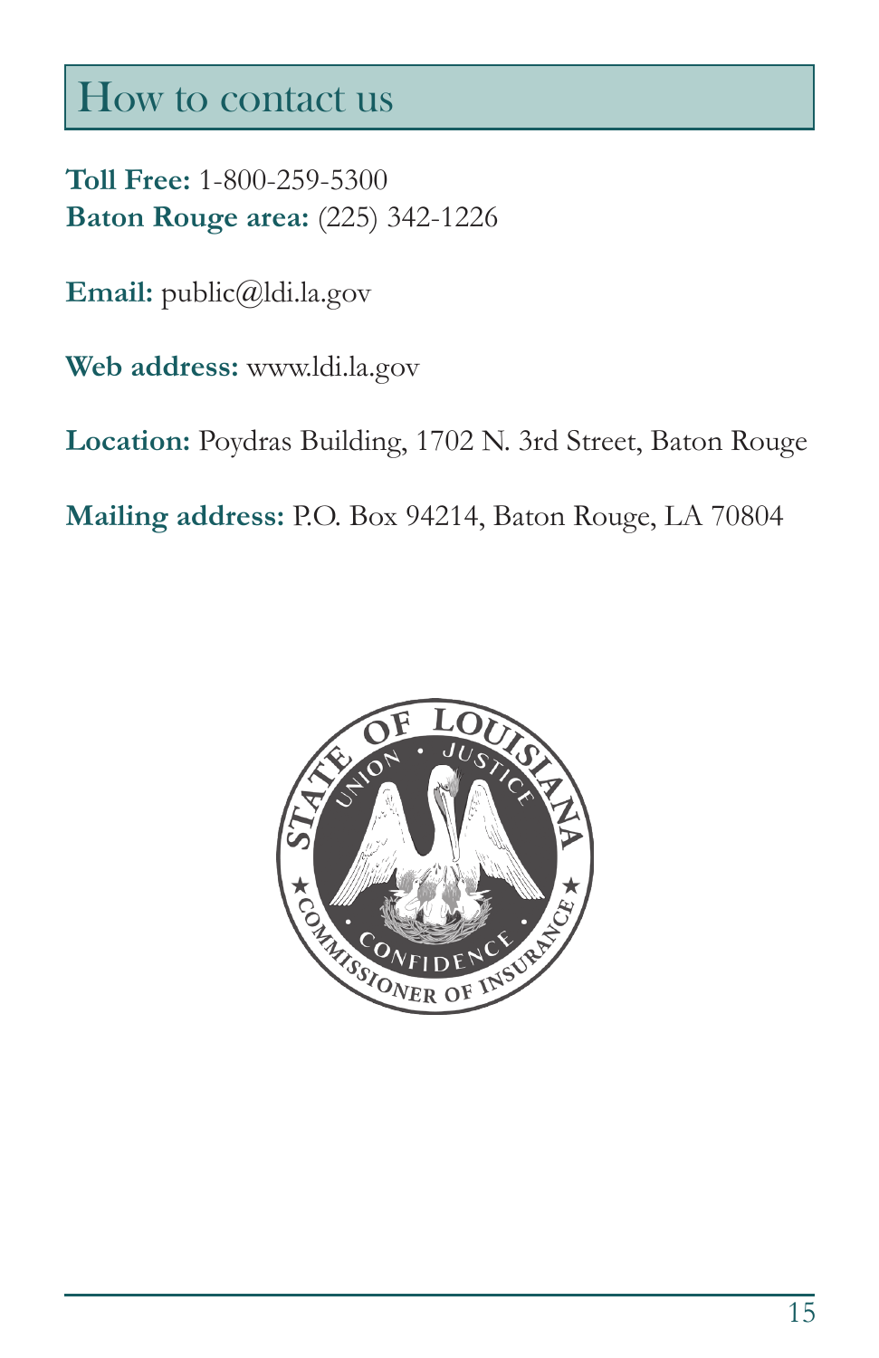## How to contact us

**Toll Free:** 1-800-259-5300
**Baton Rouge area:** (225) 342-1226

**Email:** public@ldi.la.gov

**Web address:** www.ldi.la.gov

**Location:** Poydras Building, 1702 N. 3rd Street, Baton Rouge

**Mailing address:** P.O. Box 94214, Baton Rouge, LA 70804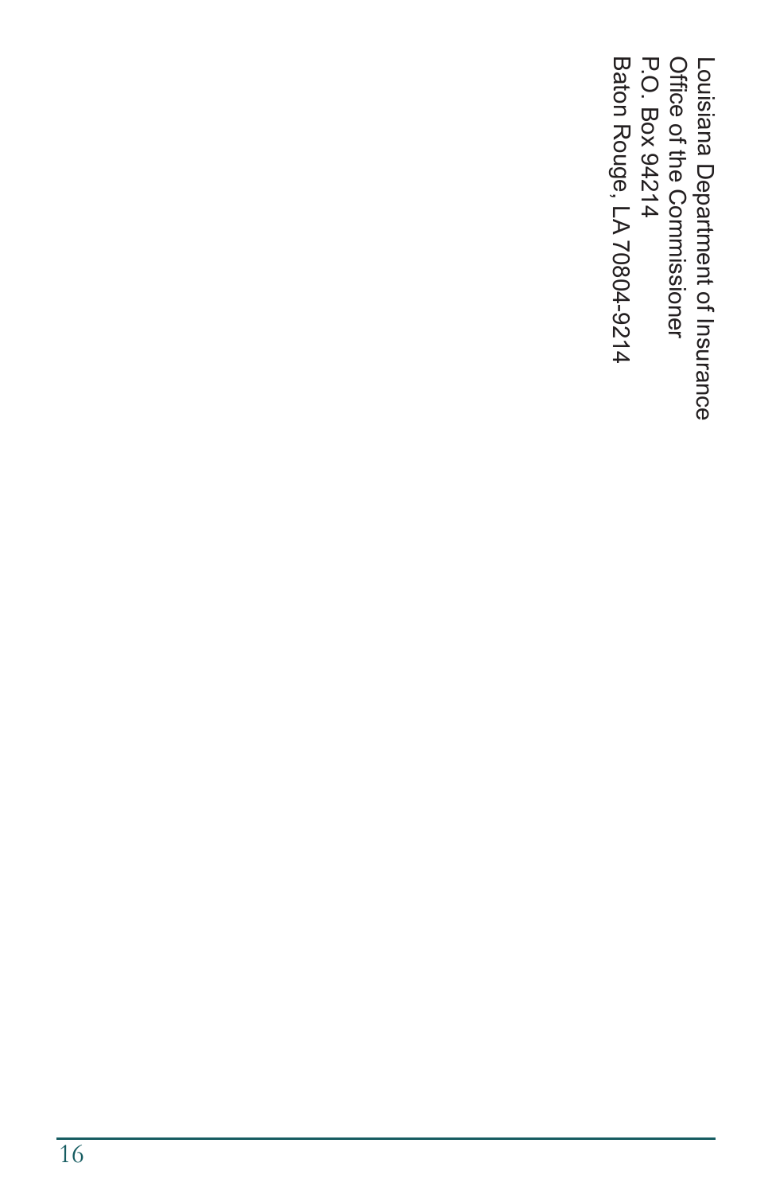Louisiana Department of Insurance
Office of the Commissioner
P.O. Box 94214
Baton Rouge, LA 70804-9214